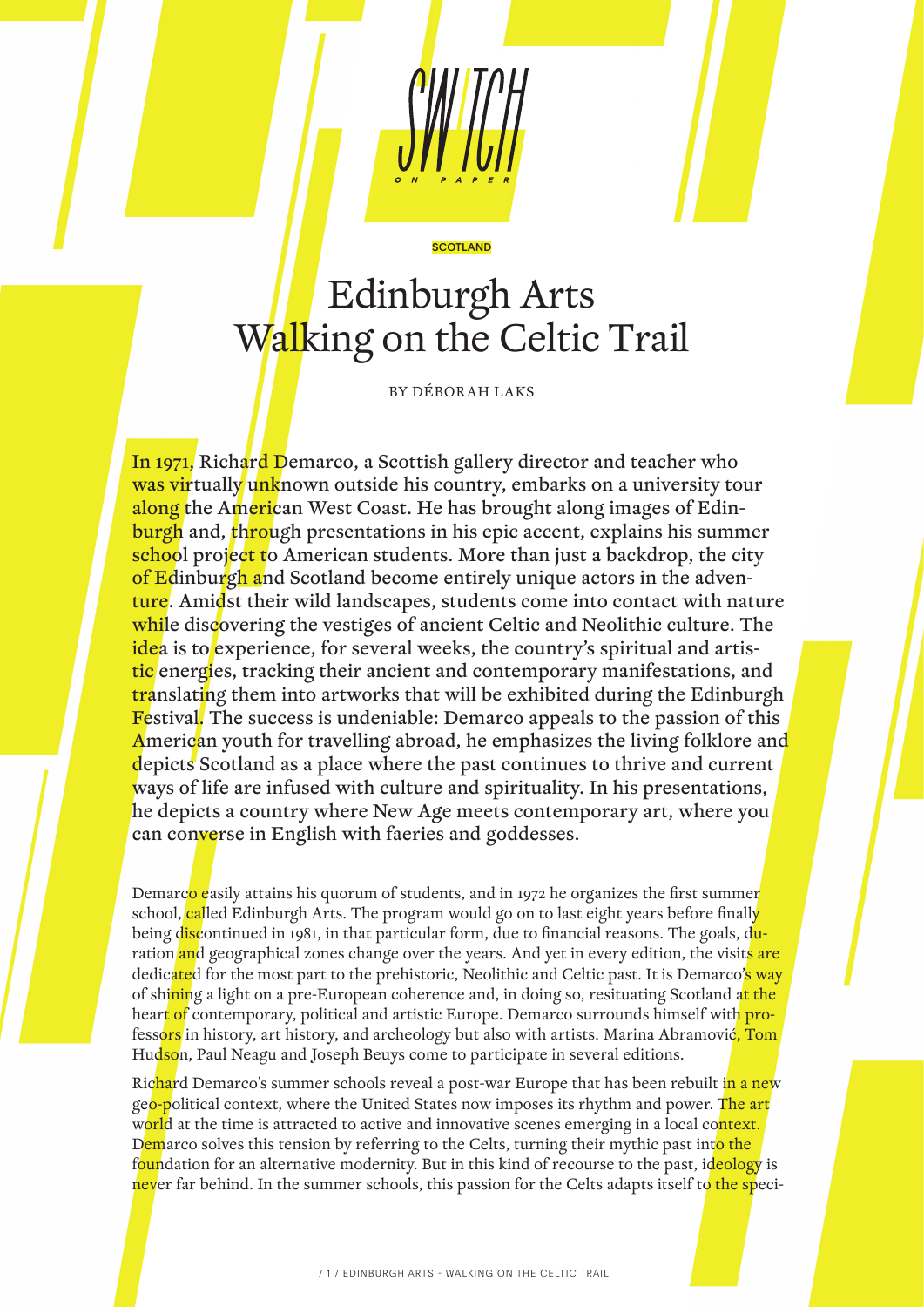SWITCH ON PAPER

SCOTLAND

# Edinburgh Arts
# Walking on the Celtic Trail

BY DÉBORAH LAKS

**In 1971, Richard Demarco, a Scottish gallery director and teacher who was virtually unknown outside his country, embarks on a university tour along the American West Coast. He has brought along images of Edinburgh and, through presentations in his epic accent, explains his summer school project to American students. More than just a backdrop, the city of Edinburgh and Scotland become entirely unique actors in the adventure. Amidst their wild landscapes, students come into contact with nature while discovering the vestiges of ancient Celtic and Neolithic culture. The idea is to experience, for several weeks, the country's spiritual and artistic energies, tracking their ancient and contemporary manifestations, and translating them into artworks that will be exhibited during the Edinburgh Festival. The success is undeniable: Demarco appeals to the passion of this American youth for travelling abroad, he emphasizes the living folklore and depicts Scotland as a place where the past continues to thrive and current ways of life are infused with culture and spirituality. In his presentations, he depicts a country where New Age meets contemporary art, where you can converse in English with faeries and goddesses.**

Demarco easily attains his quorum of students, and in 1972 he organizes the first summer school, called Edinburgh Arts. The program would go on to last eight years before finally being discontinued in 1981, in that particular form, due to financial reasons. The goals, duration and geographical zones change over the years. And yet in every edition, the visits are dedicated for the most part to the prehistoric, Neolithic and Celtic past. It is Demarco's way of shining a light on a pre-European coherence and, in doing so, resituating Scotland at the heart of contemporary, political and artistic Europe. Demarco surrounds himself with professors in history, art history, and archeology but also with artists. Marina Abramović, Tom Hudson, Paul Neagu and Joseph Beuys come to participate in several editions.

Richard Demarco's summer schools reveal a post-war Europe that has been rebuilt in a new geo-political context, where the United States now imposes its rhythm and power. The art world at the time is attracted to active and innovative scenes emerging in a local context. Demarco solves this tension by referring to the Celts, turning their mythic past into the foundation for an alternative modernity. But in this kind of recourse to the past, ideology is never far behind. In the summer schools, this passion for the Celts adapts itself to the speci-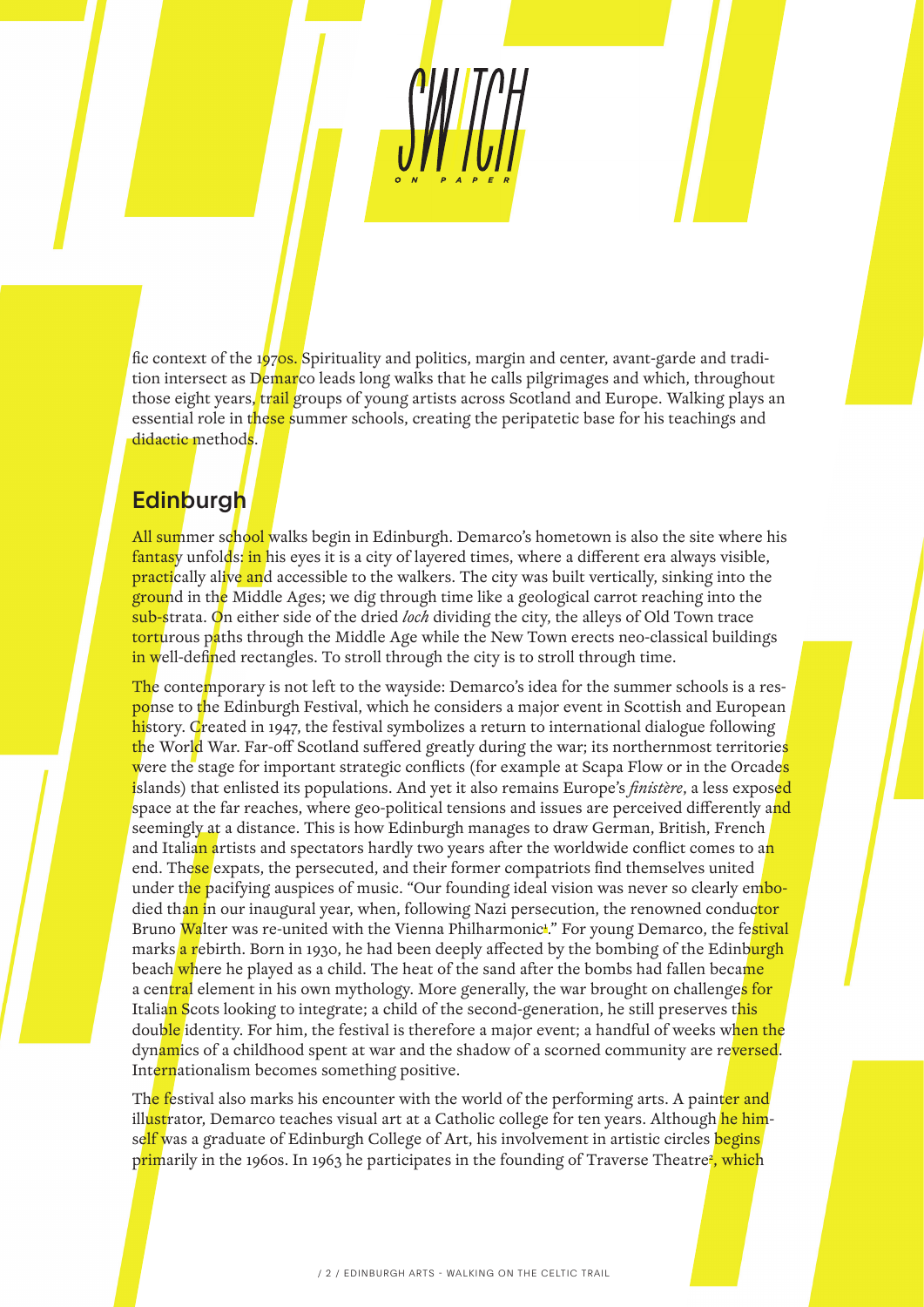fic context of the 1970s. Spirituality and politics, margin and center, avant-garde and tradition intersect as Demarco leads long walks that he calls pilgrimages and which, throughout those eight years, trail groups of young artists across Scotland and Europe. Walking plays an essential role in these summer schools, creating the peripatetic base for his teachings and didactic methods.

## Edinburgh

All summer school walks begin in Edinburgh. Demarco's hometown is also the site where his fantasy unfolds: in his eyes it is a city of layered times, where a different era always visible, practically alive and accessible to the walkers. The city was built vertically, sinking into the ground in the Middle Ages; we dig through time like a geological carrot reaching into the sub-strata. On either side of the dried *loch* dividing the city, the alleys of Old Town trace torturous paths through the Middle Age while the New Town erects neo-classical buildings in well-defined rectangles. To stroll through the city is to stroll through time.

The contemporary is not left to the wayside: Demarco's idea for the summer schools is a response to the Edinburgh Festival, which he considers a major event in Scottish and European history. Created in 1947, the festival symbolizes a return to international dialogue following the World War. Far-off Scotland suffered greatly during the war; its northernmost territories were the stage for important strategic conflicts (for example at Scapa Flow or in the Orcades islands) that enlisted its populations. And yet it also remains Europe's *finistère*, a less exposed space at the far reaches, where geo-political tensions and issues are perceived differently and seemingly at a distance. This is how Edinburgh manages to draw German, British, French and Italian artists and spectators hardly two years after the worldwide conflict comes to an end. These expats, the persecuted, and their former compatriots find themselves united under the pacifying auspices of music. "Our founding ideal vision was never so clearly embodied than in our inaugural year, when, following Nazi persecution, the renowned conductor Bruno Walter was re-united with the Vienna Philharmonic[1]." For young Demarco, the festival marks a rebirth. Born in 1930, he had been deeply affected by the bombing of the Edinburgh beach where he played as a child. The heat of the sand after the bombs had fallen became a central element in his own mythology. More generally, the war brought on challenges for Italian Scots looking to integrate; a child of the second-generation, he still preserves this double identity. For him, the festival is therefore a major event; a handful of weeks when the dynamics of a childhood spent at war and the shadow of a scorned community are reversed. Internationalism becomes something positive.

The festival also marks his encounter with the world of the performing arts. A painter and illustrator, Demarco teaches visual art at a Catholic college for ten years. Although he himself was a graduate of Edinburgh College of Art, his involvement in artistic circles begins primarily in the 1960s. In 1963 he participates in the founding of Traverse Theatre[2], which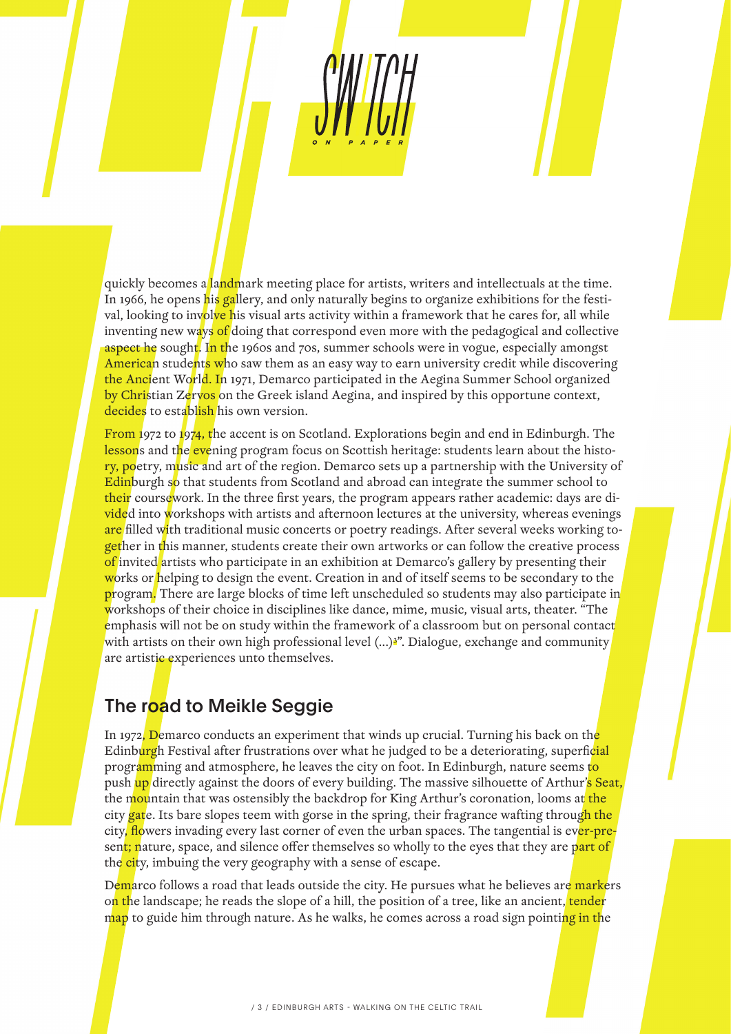quickly becomes a landmark meeting place for artists, writers and intellectuals at the time. In 1966, he opens his gallery, and only naturally begins to organize exhibitions for the festival, looking to involve his visual arts activity within a framework that he cares for, all while inventing new ways of doing that correspond even more with the pedagogical and collective aspect he sought. In the 1960s and 70s, summer schools were in vogue, especially amongst American students who saw them as an easy way to earn university credit while discovering the Ancient World. In 1971, Demarco participated in the Aegina Summer School organized by Christian Zervos on the Greek island Aegina, and inspired by this opportune context, decides to establish his own version.

From 1972 to 1974, the accent is on Scotland. Explorations begin and end in Edinburgh. The lessons and the evening program focus on Scottish heritage: students learn about the history, poetry, music and art of the region. Demarco sets up a partnership with the University of Edinburgh so that students from Scotland and abroad can integrate the summer school to their coursework. In the three first years, the program appears rather academic: days are divided into workshops with artists and afternoon lectures at the university, whereas evenings are filled with traditional music concerts or poetry readings. After several weeks working together in this manner, students create their own artworks or can follow the creative process of invited artists who participate in an exhibition at Demarco's gallery by presenting their works or helping to design the event. Creation in and of itself seems to be secondary to the program. There are large blocks of time left unscheduled so students may also participate in workshops of their choice in disciplines like dance, mime, music, visual arts, theater. "The emphasis will not be on study within the framework of a classroom but on personal contact with artists on their own high professional level (...)[3]". Dialogue, exchange and community are artistic experiences unto themselves.

## The road to Meikle Seggie

In 1972, Demarco conducts an experiment that winds up crucial. Turning his back on the Edinburgh Festival after frustrations over what he judged to be a deteriorating, superficial programming and atmosphere, he leaves the city on foot. In Edinburgh, nature seems to push up directly against the doors of every building. The massive silhouette of Arthur's Seat, the mountain that was ostensibly the backdrop for King Arthur's coronation, looms at the city gate. Its bare slopes teem with gorse in the spring, their fragrance wafting through the city, flowers invading every last corner of even the urban spaces. The tangential is ever-present; nature, space, and silence offer themselves so wholly to the eyes that they are part of the city, imbuing the very geography with a sense of escape.

Demarco follows a road that leads outside the city. He pursues what he believes are markers on the landscape; he reads the slope of a hill, the position of a tree, like an ancient, tender map to guide him through nature. As he walks, he comes across a road sign pointing in the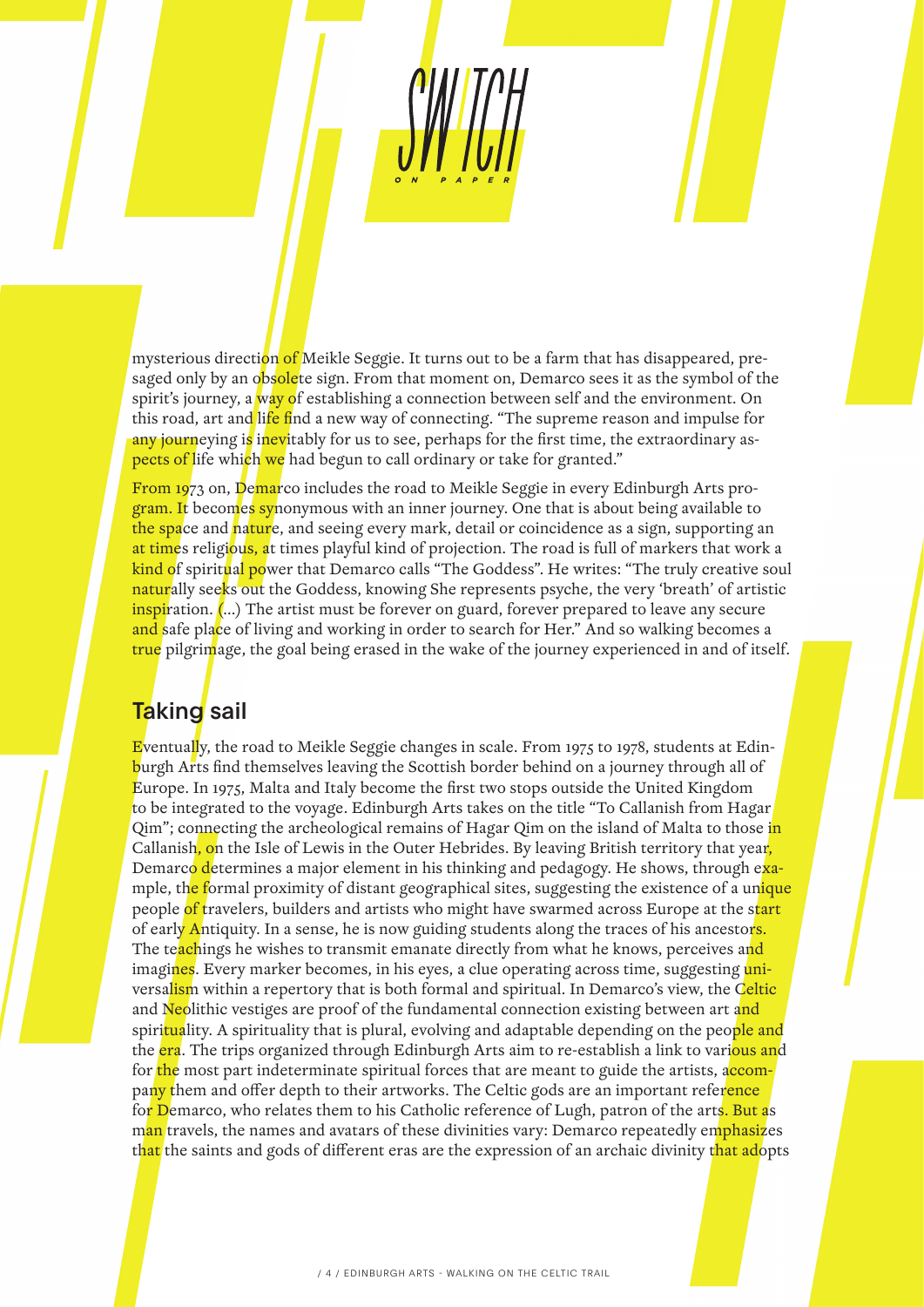mysterious direction of Meikle Seggie. It turns out to be a farm that has disappeared, presaged only by an obsolete sign. From that moment on, Demarco sees it as the symbol of the spirit's journey, a way of establishing a connection between self and the environment. On this road, art and life find a new way of connecting. "The supreme reason and impulse for any journeying is inevitably for us to see, perhaps for the first time, the extraordinary aspects of life which we had begun to call ordinary or take for granted."

From 1973 on, Demarco includes the road to Meikle Seggie in every Edinburgh Arts program. It becomes synonymous with an inner journey. One that is about being available to the space and nature, and seeing every mark, detail or coincidence as a sign, supporting an at times religious, at times playful kind of projection. The road is full of markers that work a kind of spiritual power that Demarco calls "The Goddess". He writes: "The truly creative soul naturally seeks out the Goddess, knowing She represents psyche, the very 'breath' of artistic inspiration. (…) The artist must be forever on guard, forever prepared to leave any secure and safe place of living and working in order to search for Her." And so walking becomes a true pilgrimage, the goal being erased in the wake of the journey experienced in and of itself.

## Taking sail

Eventually, the road to Meikle Seggie changes in scale. From 1975 to 1978, students at Edinburgh Arts find themselves leaving the Scottish border behind on a journey through all of Europe. In 1975, Malta and Italy become the first two stops outside the United Kingdom to be integrated to the voyage. Edinburgh Arts takes on the title "To Callanish from Hagar Qim"; connecting the archeological remains of Hagar Qim on the island of Malta to those in Callanish, on the Isle of Lewis in the Outer Hebrides. By leaving British territory that year, Demarco determines a major element in his thinking and pedagogy. He shows, through example, the formal proximity of distant geographical sites, suggesting the existence of a unique people of travelers, builders and artists who might have swarmed across Europe at the start of early Antiquity. In a sense, he is now guiding students along the traces of his ancestors. The teachings he wishes to transmit emanate directly from what he knows, perceives and imagines. Every marker becomes, in his eyes, a clue operating across time, suggesting universalism within a repertory that is both formal and spiritual. In Demarco's view, the Celtic and Neolithic vestiges are proof of the fundamental connection existing between art and spirituality. A spirituality that is plural, evolving and adaptable depending on the people and the era. The trips organized through Edinburgh Arts aim to re-establish a link to various and for the most part indeterminate spiritual forces that are meant to guide the artists, accompany them and offer depth to their artworks. The Celtic gods are an important reference for Demarco, who relates them to his Catholic reference of Lugh, patron of the arts. But as man travels, the names and avatars of these divinities vary: Demarco repeatedly emphasizes that the saints and gods of different eras are the expression of an archaic divinity that adopts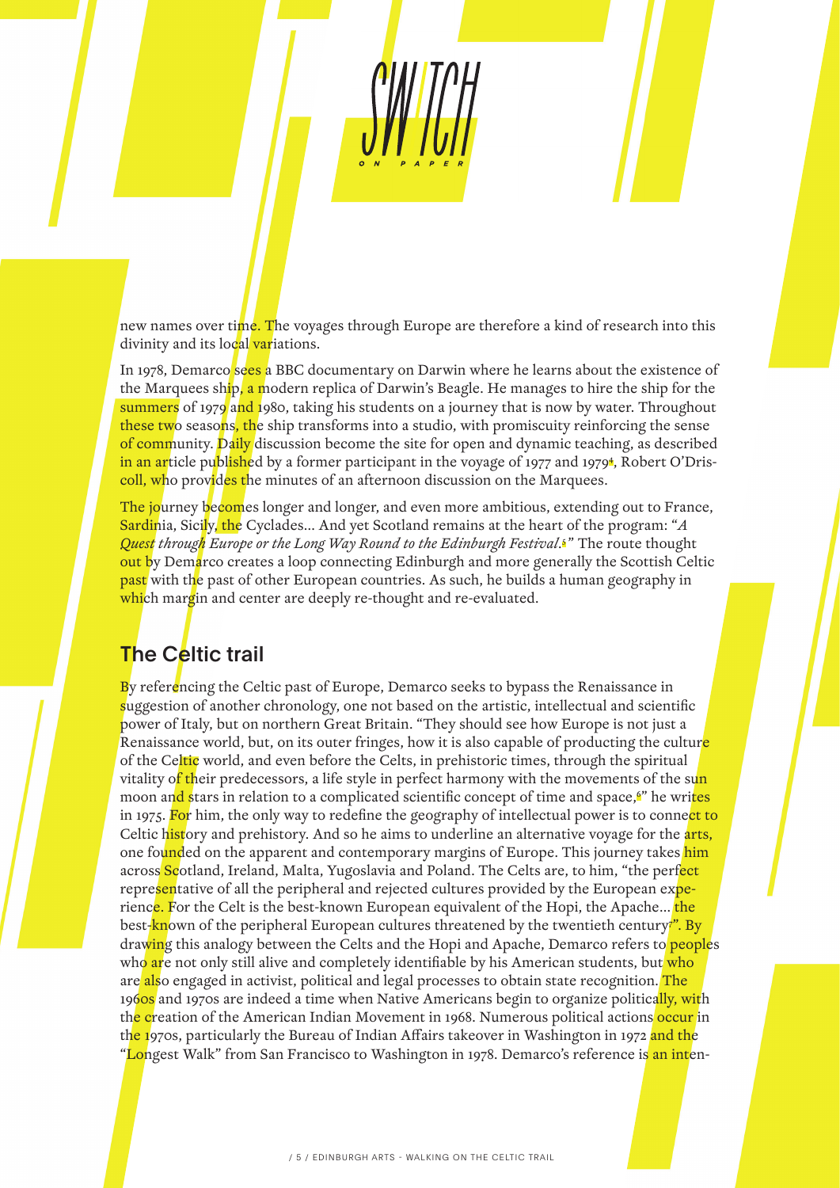new names over time. The voyages through Europe are therefore a kind of research into this divinity and its local variations.

In 1978, Demarco sees a BBC documentary on Darwin where he learns about the existence of the Marquees ship, a modern replica of Darwin's Beagle. He manages to hire the ship for the summers of 1979 and 1980, taking his students on a journey that is now by water. Throughout these two seasons, the ship transforms into a studio, with promiscuity reinforcing the sense of community. Daily discussion become the site for open and dynamic teaching, as described in an article published by a former participant in the voyage of 1977 and 1979[4], Robert O'Driscoll, who provides the minutes of an afternoon discussion on the Marquees.

The journey becomes longer and longer, and even more ambitious, extending out to France, Sardinia, Sicily, the Cyclades... And yet Scotland remains at the heart of the program: "*A Quest through Europe or the Long Way Round to the Edinburgh Festival.*[5]" The route thought out by Demarco creates a loop connecting Edinburgh and more generally the Scottish Celtic past with the past of other European countries. As such, he builds a human geography in which margin and center are deeply re-thought and re-evaluated.

## The Celtic trail

By referencing the Celtic past of Europe, Demarco seeks to bypass the Renaissance in suggestion of another chronology, one not based on the artistic, intellectual and scientific power of Italy, but on northern Great Britain. "They should see how Europe is not just a Renaissance world, but, on its outer fringes, how it is also capable of producting the culture of the Celtic world, and even before the Celts, in prehistoric times, through the spiritual vitality of their predecessors, a life style in perfect harmony with the movements of the sun moon and stars in relation to a complicated scientific concept of time and space,[6]" he writes in 1975. For him, the only way to redefine the geography of intellectual power is to connect to Celtic history and prehistory. And so he aims to underline an alternative voyage for the arts, one founded on the apparent and contemporary margins of Europe. This journey takes him across Scotland, Ireland, Malta, Yugoslavia and Poland. The Celts are, to him, "the perfect representative of all the peripheral and rejected cultures provided by the European experience. For the Celt is the best-known European equivalent of the Hopi, the Apache... the best-known of the peripheral European cultures threatened by the twentieth century[7]". By drawing this analogy between the Celts and the Hopi and Apache, Demarco refers to peoples who are not only still alive and completely identifiable by his American students, but who are also engaged in activist, political and legal processes to obtain state recognition. The 1960s and 1970s are indeed a time when Native Americans begin to organize politically, with the creation of the American Indian Movement in 1968. Numerous political actions occur in the 1970s, particularly the Bureau of Indian Affairs takeover in Washington in 1972 and the "Longest Walk" from San Francisco to Washington in 1978. Demarco's reference is an inten-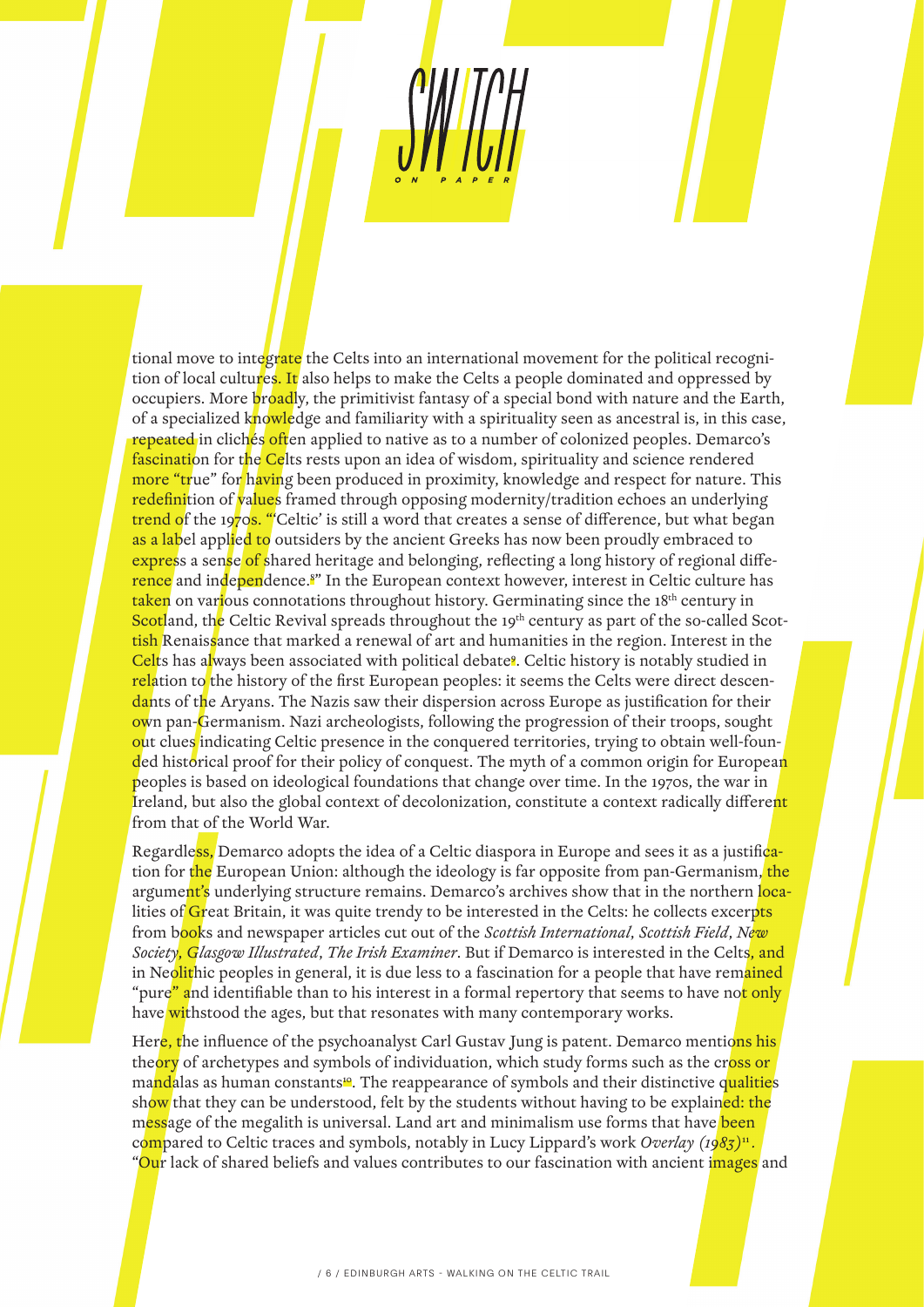tional move to integrate the Celts into an international movement for the political recognition of local cultures. It also helps to make the Celts a people dominated and oppressed by occupiers. More broadly, the primitivist fantasy of a special bond with nature and the Earth, of a specialized knowledge and familiarity with a spirituality seen as ancestral is, in this case, repeated in clichés often applied to native as to a number of colonized peoples. Demarco's fascination for the Celts rests upon an idea of wisdom, spirituality and science rendered more "true" for having been produced in proximity, knowledge and respect for nature. This redefinition of values framed through opposing modernity/tradition echoes an underlying trend of the 1970s. "'Celtic' is still a word that creates a sense of difference, but what began as a label applied to outsiders by the ancient Greeks has now been proudly embraced to express a sense of shared heritage and belonging, reflecting a long history of regional difference and independence.[8]" In the European context however, interest in Celtic culture has taken on various connotations throughout history. Germinating since the 18th century in Scotland, the Celtic Revival spreads throughout the 19th century as part of the so-called Scottish Renaissance that marked a renewal of art and humanities in the region. Interest in the Celts has always been associated with political debate[9]. Celtic history is notably studied in relation to the history of the first European peoples: it seems the Celts were direct descendants of the Aryans. The Nazis saw their dispersion across Europe as justification for their own pan-Germanism. Nazi archeologists, following the progression of their troops, sought out clues indicating Celtic presence in the conquered territories, trying to obtain well-founded historical proof for their policy of conquest. The myth of a common origin for European peoples is based on ideological foundations that change over time. In the 1970s, the war in Ireland, but also the global context of decolonization, constitute a context radically different from that of the World War.

Regardless, Demarco adopts the idea of a Celtic diaspora in Europe and sees it as a justification for the European Union: although the ideology is far opposite from pan-Germanism, the argument's underlying structure remains. Demarco's archives show that in the northern localities of Great Britain, it was quite trendy to be interested in the Celts: he collects excerpts from books and newspaper articles cut out of the *Scottish International*, *Scottish Field*, *New Society*, *Glasgow Illustrated*, *The Irish Examiner*. But if Demarco is interested in the Celts, and in Neolithic peoples in general, it is due less to a fascination for a people that have remained "pure" and identifiable than to his interest in a formal repertory that seems to have not only have withstood the ages, but that resonates with many contemporary works.

Here, the influence of the psychoanalyst Carl Gustav Jung is patent. Demarco mentions his theory of archetypes and symbols of individuation, which study forms such as the cross or mandalas as human constants[10]. The reappearance of symbols and their distinctive qualities show that they can be understood, felt by the students without having to be explained: the message of the megalith is universal. Land art and minimalism use forms that have been compared to Celtic traces and symbols, notably in Lucy Lippard's work *Overlay (1983)*[11]. "Our lack of shared beliefs and values contributes to our fascination with ancient images and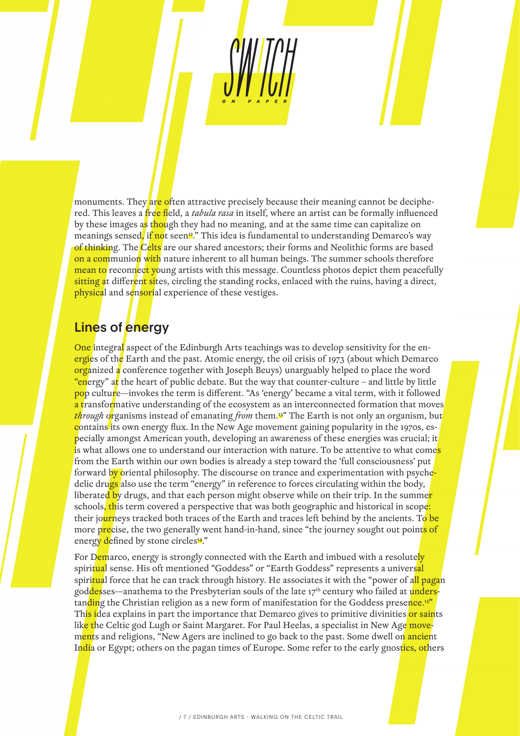monuments. They are often attractive precisely because their meaning cannot be deciphered. This leaves a free field, a *tabula rasa* in itself, where an artist can be formally influenced by these images as though they had no meaning, and at the same time can capitalize on meanings sensed, if not seen[12]." This idea is fundamental to understanding Demarco's way of thinking. The Celts are our shared ancestors; their forms and Neolithic forms are based on a communion with nature inherent to all human beings. The summer schools therefore mean to reconnect young artists with this message. Countless photos depict them peacefully sitting at different sites, circling the standing rocks, enlaced with the ruins, having a direct, physical and sensorial experience of these vestiges.

## Lines of energy

One integral aspect of the Edinburgh Arts teachings was to develop sensitivity for the energies of the Earth and the past. Atomic energy, the oil crisis of 1973 (about which Demarco organized a conference together with Joseph Beuys) unarguably helped to place the word "energy" at the heart of public debate. But the way that counter-culture – and little by little pop culture—invokes the term is different. "As 'energy' became a vital term, with it followed a transformative understanding of the ecosystem as an interconnected formation that moves *through* organisms instead of emanating *from* them.[13]" The Earth is not only an organism, but contains its own energy flux. In the New Age movement gaining popularity in the 1970s, especially amongst American youth, developing an awareness of these energies was crucial; it is what allows one to understand our interaction with nature. To be attentive to what comes from the Earth within our own bodies is already a step toward the 'full consciousness' put forward by oriental philosophy. The discourse on trance and experimentation with psychedelic drugs also use the term "energy" in reference to forces circulating within the body, liberated by drugs, and that each person might observe while on their trip. In the summer schools, this term covered a perspective that was both geographic and historical in scope: their journeys tracked both traces of the Earth and traces left behind by the ancients. To be more precise, the two generally went hand-in-hand, since "the journey sought out points of energy defined by stone circles[14]."

For Demarco, energy is strongly connected with the Earth and imbued with a resolutely spiritual sense. His oft mentioned "Goddess" or "Earth Goddess" represents a universal spiritual force that he can track through history. He associates it with the "power of all pagan goddesses—anathema to the Presbyterian souls of the late 17th century who failed at understanding the Christian religion as a new form of manifestation for the Goddess presence.[15]" This idea explains in part the importance that Demarco gives to primitive divinities or saints like the Celtic god Lugh or Saint Margaret. For Paul Heelas, a specialist in New Age movements and religions, "New Agers are inclined to go back to the past. Some dwell on ancient India or Egypt; others on the pagan times of Europe. Some refer to the early gnostics, others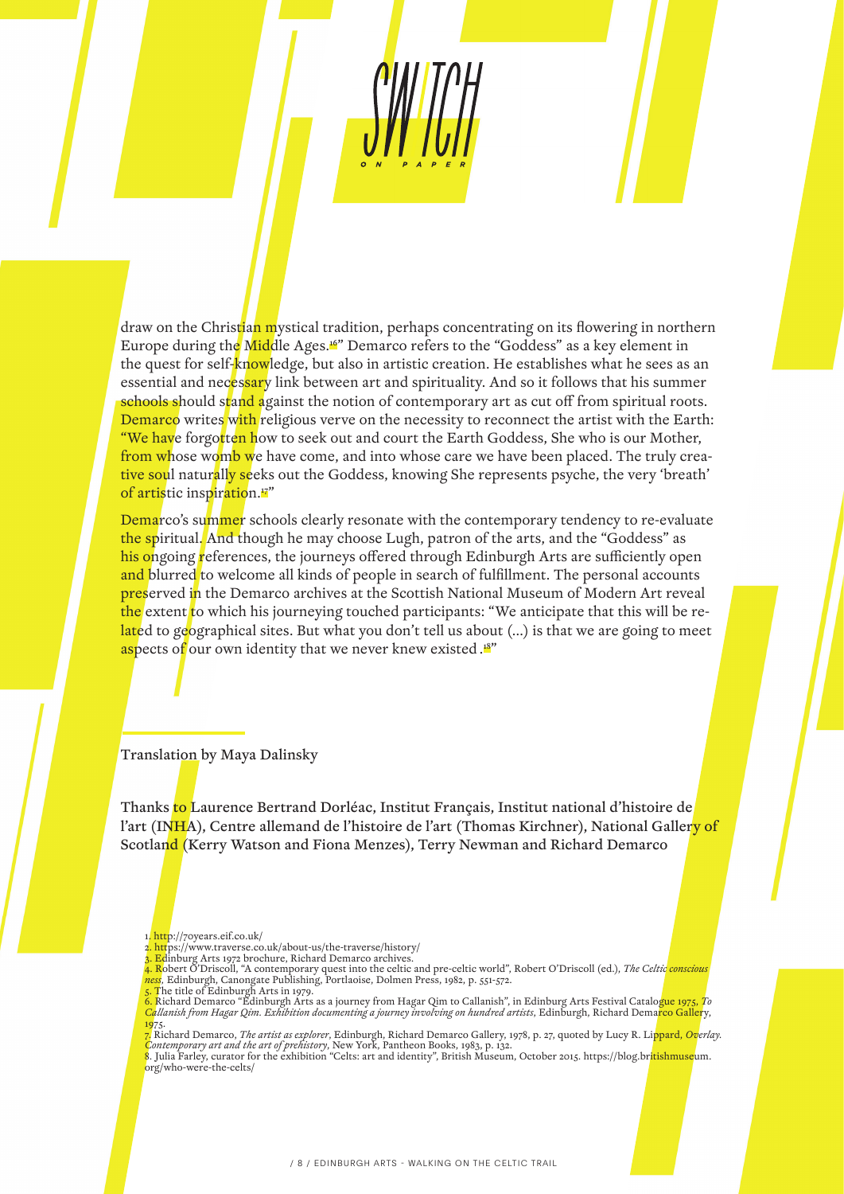draw on the Christian mystical tradition, perhaps concentrating on its flowering in northern Europe during the Middle Ages.[16]" Demarco refers to the "Goddess" as a key element in the quest for self-knowledge, but also in artistic creation. He establishes what he sees as an essential and necessary link between art and spirituality. And so it follows that his summer schools should stand against the notion of contemporary art as cut off from spiritual roots. Demarco writes with religious verve on the necessity to reconnect the artist with the Earth: "We have forgotten how to seek out and court the Earth Goddess, She who is our Mother, from whose womb we have come, and into whose care we have been placed. The truly creative soul naturally seeks out the Goddess, knowing She represents psyche, the very 'breath' of artistic inspiration.[17]"

Demarco's summer schools clearly resonate with the contemporary tendency to re-evaluate the spiritual. And though he may choose Lugh, patron of the arts, and the "Goddess" as his ongoing references, the journeys offered through Edinburgh Arts are sufficiently open and blurred to welcome all kinds of people in search of fulfillment. The personal accounts preserved in the Demarco archives at the Scottish National Museum of Modern Art reveal the extent to which his journeying touched participants: "We anticipate that this will be related to geographical sites. But what you don't tell us about (...) is that we are going to meet aspects of our own identity that we never knew existed .[18]"

Translation by Maya Dalinsky

Thanks to Laurence Bertrand Dorléac, Institut Français, Institut national d'histoire de l'art (INHA), Centre allemand de l'histoire de l'art (Thomas Kirchner), National Gallery of Scotland (Kerry Watson and Fiona Menzes), Terry Newman and Richard Demarco

1. http://70years.eif.co.uk/
2. https://www.traverse.co.uk/about-us/the-traverse/history/
3. Edinburgh Arts 1972 brochure, Richard Demarco archives.
4. Robert O'Driscoll, "A contemporary quest into the celtic and pre-celtic world", Robert O'Driscoll (ed.), *The Celtic consciousness*, Edinburgh, Canongate Publishing, Portlaoise, Dolmen Press, 1982, p. 551-572.
5. The title of Edinburgh Arts in 1979.
6. Richard Demarco "Edinburgh Arts as a journey from Hagar Qim to Callanish", in Edinburg Arts Festival Catalogue 1975, *To Callanish from Hagar Qim. Exhibition documenting a journey involving on hundred artists*, Edinburgh, Richard Demarco Gallery, 1975.
7. Richard Demarco, *The artist as explorer*, Edinburgh, Richard Demarco Gallery, 1978, p. 27, quoted by Lucy R. Lippard, *Overlay. Contemporary art and the art of prehistory*, New York, Pantheon Books, 1983, p. 132.
8. Julia Farley, curator for the exhibition "Celts: art and identity", British Museum, October 2015. https://blog.britishmuseum.org/who-were-the-celts/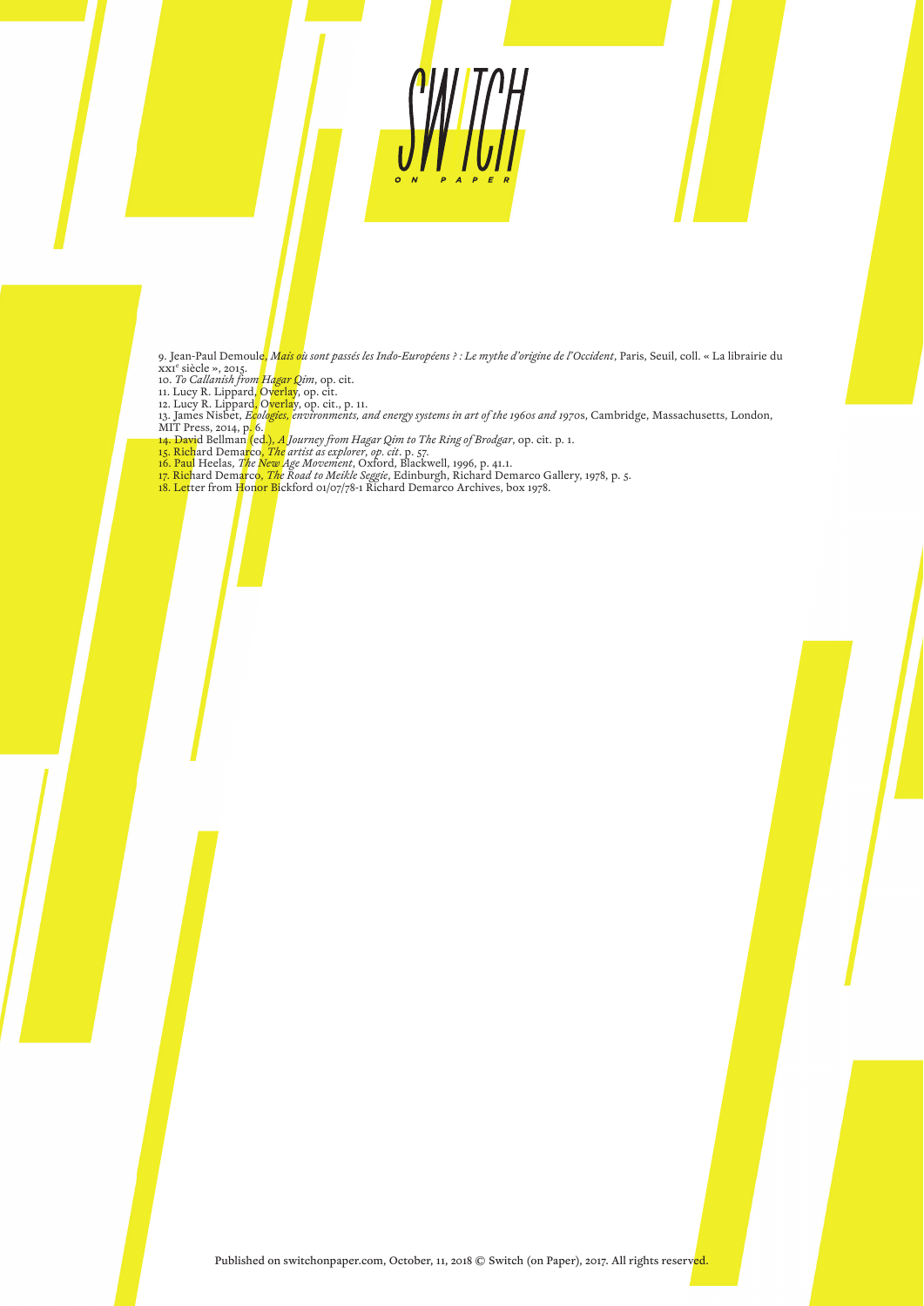9. Jean-Paul Demoule, *Mais où sont passés les Indo-Européens ? : Le mythe d'origine de l'Occident*, Paris, Seuil, coll. « La librairie du XXIe siècle », 2015.
10. *To Callanish from Hagar Qim*, op. cit.
11. Lucy R. Lippard, Overlay, op. cit.
12. Lucy R. Lippard, Overlay, op. cit., p. 11.
13. James Nisbet, *Ecologies, environments, and energy systems in art of the 1960s and 1970s*, Cambridge, Massachusetts, London, MIT Press, 2014, p. 6.
14. David Bellman (ed.), *A Journey from Hagar Qim to The Ring of Brodgar*, op. cit. p. 1.
15. Richard Demarco, *The artist as explorer*, *op. cit*. p. 57.
16. Paul Heelas, *The New Age Movement*, Oxford, Blackwell, 1996, p. 41.1.
17. Richard Demarco, *The Road to Meikle Seggie*, Edinburgh, Richard Demarco Gallery, 1978, p. 5.
18. Letter from Honor Bickford 01/07/78-1 Richard Demarco Archives, box 1978.

Published on switchonpaper.com, October, 11, 2018 © Switch (on Paper), 2017. All rights reserved.